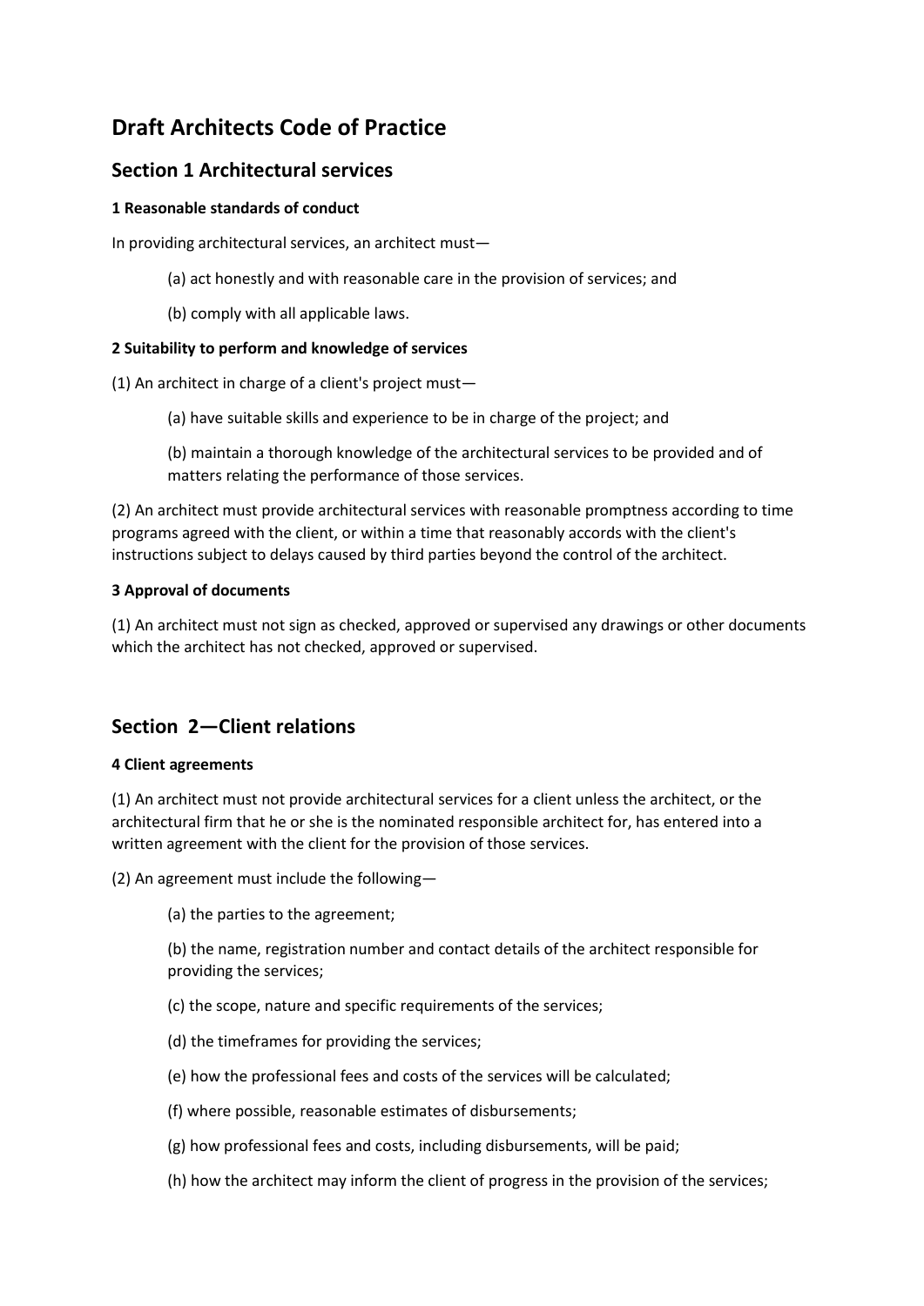# Draft Architects Code of Practice

## Section 1 Architectural services

**1 Reasonable standards of conduct**

In providing architectural services, an architect must—

(a) act honestly and with reasonable care in the provision of services; and

(b) comply with all applicable laws.

**2 Suitability to perform and knowledge of services**

(1) An architect in charge of a client's project must—

(a) have suitable skills and experience to be in charge of the project; and

(b) maintain a thorough knowledge of the architectural services to be provided and of matters relating the performance of those services.

(2) An architect must provide architectural services with reasonable promptness according to time programs agreed with the client, or within a time that reasonably accords with the client's instructions subject to delays caused by third parties beyond the control of the architect.

**3 Approval of documents**

(1) An architect must not sign as checked, approved or supervised any drawings or other documents which the architect has not checked, approved or supervised.

## Section 2—Client relations

**4 Client agreements**

(1) An architect must not provide architectural services for a client unless the architect, or the architectural firm that he or she is the nominated responsible architect for, has entered into a written agreement with the client for the provision of those services.

(2) An agreement must include the following—

(a) the parties to the agreement;

(b) the name, registration number and contact details of the architect responsible for providing the services;

(c) the scope, nature and specific requirements of the services;

(d) the timeframes for providing the services;

(e) how the professional fees and costs of the services will be calculated;

(f) where possible, reasonable estimates of disbursements;

(g) how professional fees and costs, including disbursements, will be paid;

(h) how the architect may inform the client of progress in the provision of the services;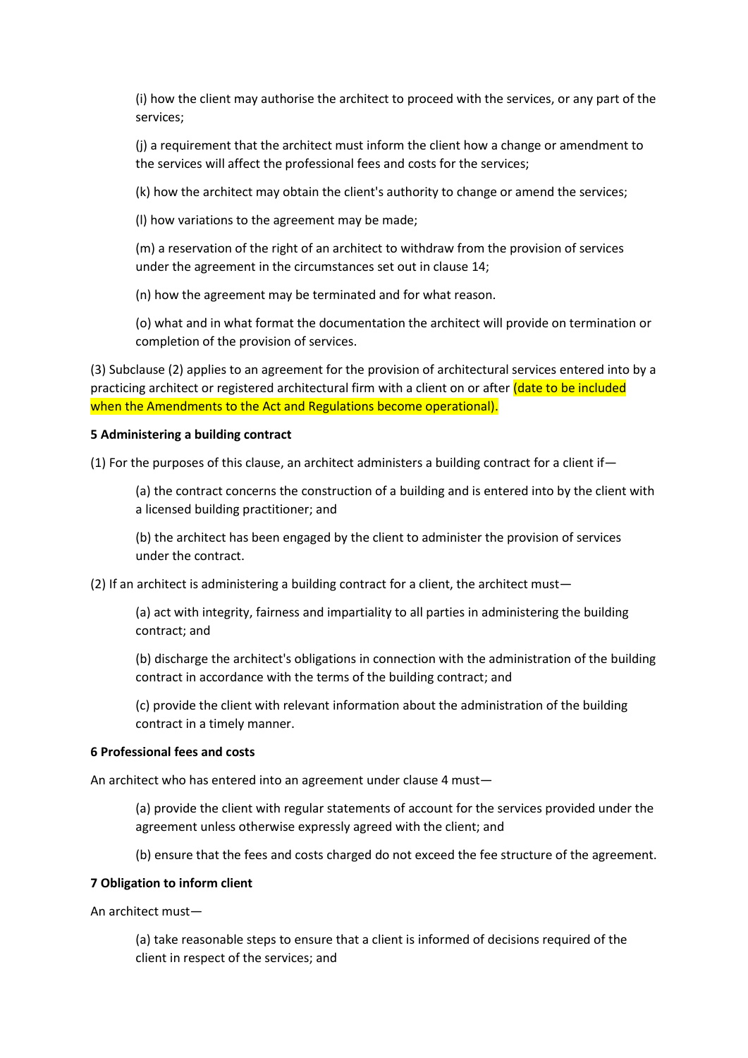(i) how the client may authorise the architect to proceed with the services, or any part of the services;

(j) a requirement that the architect must inform the client how a change or amendment to the services will affect the professional fees and costs for the services;

(k) how the architect may obtain the client's authority to change or amend the services;

(l) how variations to the agreement may be made;

(m) a reservation of the right of an architect to withdraw from the provision of services under the agreement in the circumstances set out in clause 14;

(n) how the agreement may be terminated and for what reason.

(o) what and in what format the documentation the architect will provide on termination or completion of the provision of services.

(3) Subclause (2) applies to an agreement for the provision of architectural services entered into by a practicing architect or registered architectural firm with a client on or after (date to be included when the Amendments to the Act and Regulations become operational).

**5 Administering a building contract**

(1) For the purposes of this clause, an architect administers a building contract for a client if—

(a) the contract concerns the construction of a building and is entered into by the client with a licensed building practitioner; and

(b) the architect has been engaged by the client to administer the provision of services under the contract.

(2) If an architect is administering a building contract for a client, the architect must—

(a) act with integrity, fairness and impartiality to all parties in administering the building contract; and

(b) discharge the architect's obligations in connection with the administration of the building contract in accordance with the terms of the building contract; and

(c) provide the client with relevant information about the administration of the building contract in a timely manner.

**6 Professional fees and costs**

An architect who has entered into an agreement under clause 4 must—

(a) provide the client with regular statements of account for the services provided under the agreement unless otherwise expressly agreed with the client; and

(b) ensure that the fees and costs charged do not exceed the fee structure of the agreement.

**7 Obligation to inform client**

An architect must—

(a) take reasonable steps to ensure that a client is informed of decisions required of the client in respect of the services; and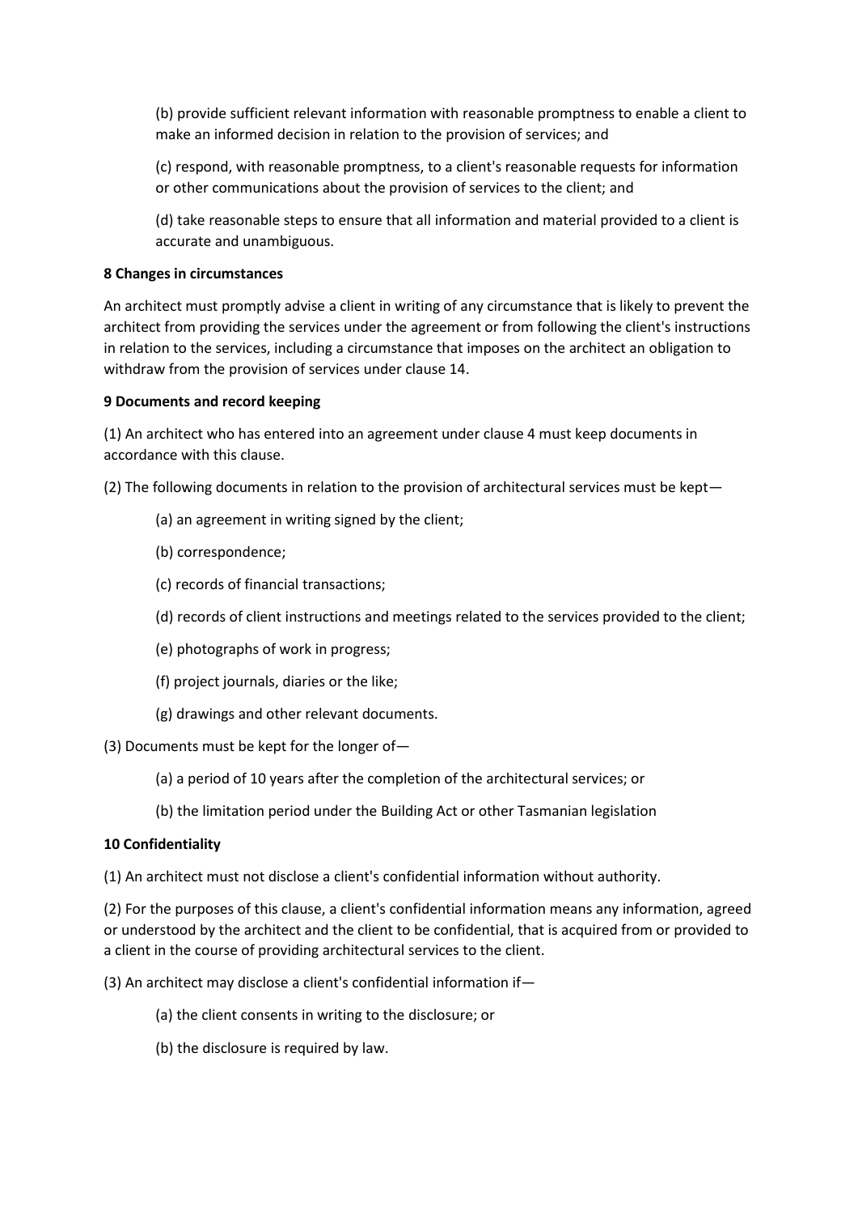(b) provide sufficient relevant information with reasonable promptness to enable a client to make an informed decision in relation to the provision of services; and

(c) respond, with reasonable promptness, to a client's reasonable requests for information or other communications about the provision of services to the client; and

(d) take reasonable steps to ensure that all information and material provided to a client is accurate and unambiguous.

**8 Changes in circumstances**

An architect must promptly advise a client in writing of any circumstance that is likely to prevent the architect from providing the services under the agreement or from following the client's instructions in relation to the services, including a circumstance that imposes on the architect an obligation to withdraw from the provision of services under clause 14.

**9 Documents and record keeping**

(1) An architect who has entered into an agreement under clause 4 must keep documents in accordance with this clause.

(2) The following documents in relation to the provision of architectural services must be kept—

(a) an agreement in writing signed by the client;

(b) correspondence;

(c) records of financial transactions;

(d) records of client instructions and meetings related to the services provided to the client;

(e) photographs of work in progress;

(f) project journals, diaries or the like;

(g) drawings and other relevant documents.

(3) Documents must be kept for the longer of—

(a) a period of 10 years after the completion of the architectural services; or

(b) the limitation period under the Building Act or other Tasmanian legislation

**10 Confidentiality**

(1) An architect must not disclose a client's confidential information without authority.

(2) For the purposes of this clause, a client's confidential information means any information, agreed or understood by the architect and the client to be confidential, that is acquired from or provided to a client in the course of providing architectural services to the client.

(3) An architect may disclose a client's confidential information if—

(a) the client consents in writing to the disclosure; or

(b) the disclosure is required by law.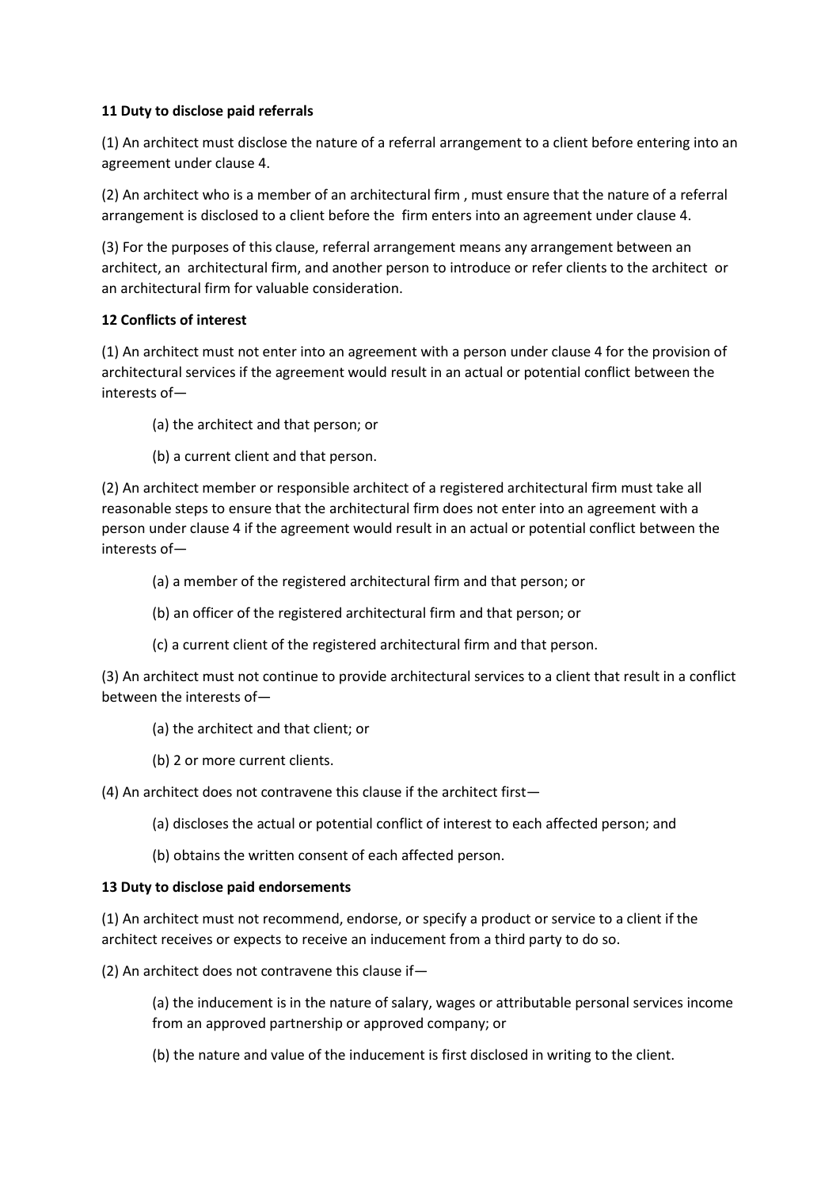**11 Duty to disclose paid referrals**

(1) An architect must disclose the nature of a referral arrangement to a client before entering into an agreement under clause 4.

(2) An architect who is a member of an architectural firm , must ensure that the nature of a referral arrangement is disclosed to a client before the firm enters into an agreement under clause 4.

(3) For the purposes of this clause, referral arrangement means any arrangement between an architect, an architectural firm, and another person to introduce or refer clients to the architect or an architectural firm for valuable consideration.

**12 Conflicts of interest**

(1) An architect must not enter into an agreement with a person under clause 4 for the provision of architectural services if the agreement would result in an actual or potential conflict between the interests of—

(a) the architect and that person; or

(b) a current client and that person.

(2) An architect member or responsible architect of a registered architectural firm must take all reasonable steps to ensure that the architectural firm does not enter into an agreement with a person under clause 4 if the agreement would result in an actual or potential conflict between the interests of—

(a) a member of the registered architectural firm and that person; or

(b) an officer of the registered architectural firm and that person; or

(c) a current client of the registered architectural firm and that person.

(3) An architect must not continue to provide architectural services to a client that result in a conflict between the interests of—

(a) the architect and that client; or

(b) 2 or more current clients.

(4) An architect does not contravene this clause if the architect first—

(a) discloses the actual or potential conflict of interest to each affected person; and

(b) obtains the written consent of each affected person.

**13 Duty to disclose paid endorsements**

(1) An architect must not recommend, endorse, or specify a product or service to a client if the architect receives or expects to receive an inducement from a third party to do so.

(2) An architect does not contravene this clause if—

(a) the inducement is in the nature of salary, wages or attributable personal services income from an approved partnership or approved company; or

(b) the nature and value of the inducement is first disclosed in writing to the client.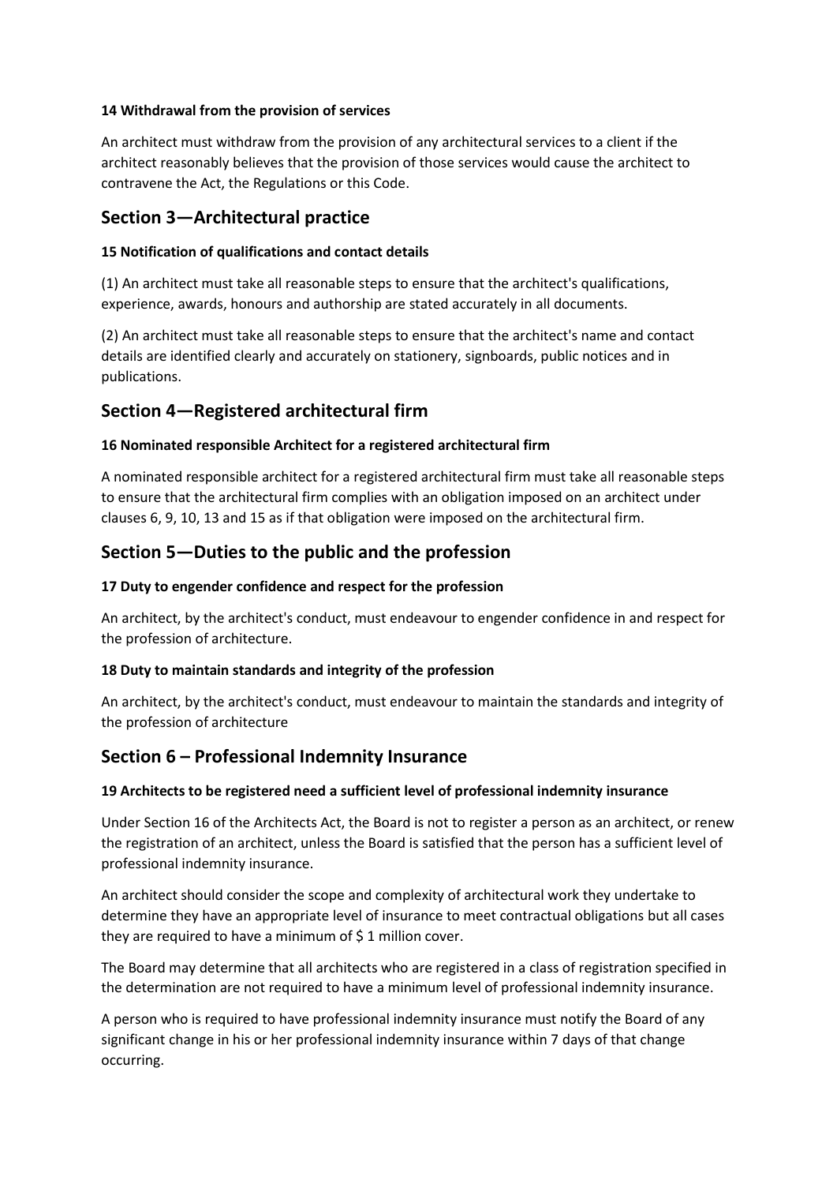**14 Withdrawal from the provision of services**

An architect must withdraw from the provision of any architectural services to a client if the architect reasonably believes that the provision of those services would cause the architect to contravene the Act, the Regulations or this Code.

## Section 3—Architectural practice

**15 Notification of qualifications and contact details**

(1) An architect must take all reasonable steps to ensure that the architect's qualifications, experience, awards, honours and authorship are stated accurately in all documents.

(2) An architect must take all reasonable steps to ensure that the architect's name and contact details are identified clearly and accurately on stationery, signboards, public notices and in publications.

## Section 4—Registered architectural firm

**16 Nominated responsible Architect for a registered architectural firm**

A nominated responsible architect for a registered architectural firm must take all reasonable steps to ensure that the architectural firm complies with an obligation imposed on an architect under clauses 6, 9, 10, 13 and 15 as if that obligation were imposed on the architectural firm.

## Section 5—Duties to the public and the profession

**17 Duty to engender confidence and respect for the profession**

An architect, by the architect's conduct, must endeavour to engender confidence in and respect for the profession of architecture.

**18 Duty to maintain standards and integrity of the profession**

An architect, by the architect's conduct, must endeavour to maintain the standards and integrity of the profession of architecture

## Section 6 – Professional Indemnity Insurance

**19 Architects to be registered need a sufficient level of professional indemnity insurance**

Under Section 16 of the Architects Act, the Board is not to register a person as an architect, or renew the registration of an architect, unless the Board is satisfied that the person has a sufficient level of professional indemnity insurance.

An architect should consider the scope and complexity of architectural work they undertake to determine they have an appropriate level of insurance to meet contractual obligations but all cases they are required to have a minimum of $ 1 million cover.

The Board may determine that all architects who are registered in a class of registration specified in the determination are not required to have a minimum level of professional indemnity insurance.

A person who is required to have professional indemnity insurance must notify the Board of any significant change in his or her professional indemnity insurance within 7 days of that change occurring.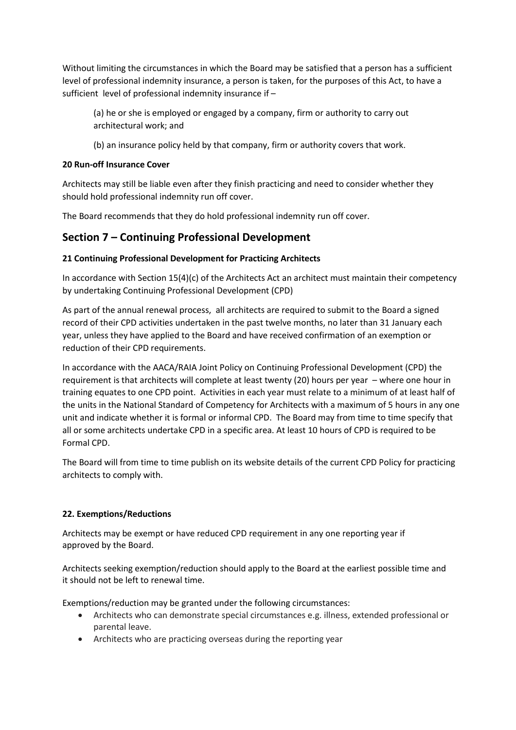Without limiting the circumstances in which the Board may be satisfied that a person has a sufficient level of professional indemnity insurance, a person is taken, for the purposes of this Act, to have a sufficient level of professional indemnity insurance if –

(a) he or she is employed or engaged by a company, firm or authority to carry out architectural work; and

(b) an insurance policy held by that company, firm or authority covers that work.

**20 Run-off Insurance Cover**

Architects may still be liable even after they finish practicing and need to consider whether they should hold professional indemnity run off cover.

The Board recommends that they do hold professional indemnity run off cover.

## Section 7 – Continuing Professional Development

**21 Continuing Professional Development for Practicing Architects**

In accordance with Section 15(4)(c) of the Architects Act an architect must maintain their competency by undertaking Continuing Professional Development (CPD)

As part of the annual renewal process, all architects are required to submit to the Board a signed record of their CPD activities undertaken in the past twelve months, no later than 31 January each year, unless they have applied to the Board and have received confirmation of an exemption or reduction of their CPD requirements.

In accordance with the AACA/RAIA Joint Policy on Continuing Professional Development (CPD) the requirement is that architects will complete at least twenty (20) hours per year – where one hour in training equates to one CPD point. Activities in each year must relate to a minimum of at least half of the units in the National Standard of Competency for Architects with a maximum of 5 hours in any one unit and indicate whether it is formal or informal CPD. The Board may from time to time specify that all or some architects undertake CPD in a specific area. At least 10 hours of CPD is required to be Formal CPD.

The Board will from time to time publish on its website details of the current CPD Policy for practicing architects to comply with.

**22. Exemptions/Reductions**

Architects may be exempt or have reduced CPD requirement in any one reporting year if approved by the Board.

Architects seeking exemption/reduction should apply to the Board at the earliest possible time and it should not be left to renewal time.

Exemptions/reduction may be granted under the following circumstances:

- Architects who can demonstrate special circumstances e.g. illness, extended professional or parental leave.
- Architects who are practicing overseas during the reporting year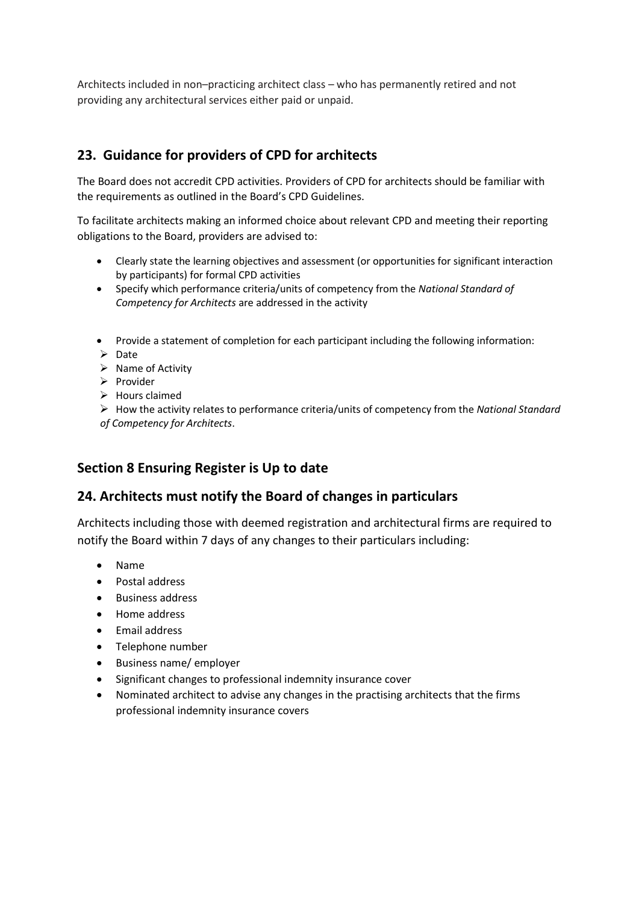Architects included in non–practicing architect class – who has permanently retired and not providing any architectural services either paid or unpaid.

## 23. Guidance for providers of CPD for architects

The Board does not accredit CPD activities. Providers of CPD for architects should be familiar with the requirements as outlined in the Board's CPD Guidelines.

To facilitate architects making an informed choice about relevant CPD and meeting their reporting obligations to the Board, providers are advised to:

- Clearly state the learning objectives and assessment (or opportunities for significant interaction by participants) for formal CPD activities
- Specify which performance criteria/units of competency from the *National Standard of Competency for Architects* are addressed in the activity

- Provide a statement of completion for each participant including the following information:
  - Date
  - Name of Activity
  - Provider
  - Hours claimed
  - How the activity relates to performance criteria/units of competency from the *National Standard of Competency for Architects*.

## Section 8 Ensuring Register is Up to date

## 24. Architects must notify the Board of changes in particulars

Architects including those with deemed registration and architectural firms are required to notify the Board within 7 days of any changes to their particulars including:

- Name
- Postal address
- Business address
- Home address
- Email address
- Telephone number
- Business name/ employer
- Significant changes to professional indemnity insurance cover
- Nominated architect to advise any changes in the practising architects that the firms professional indemnity insurance covers